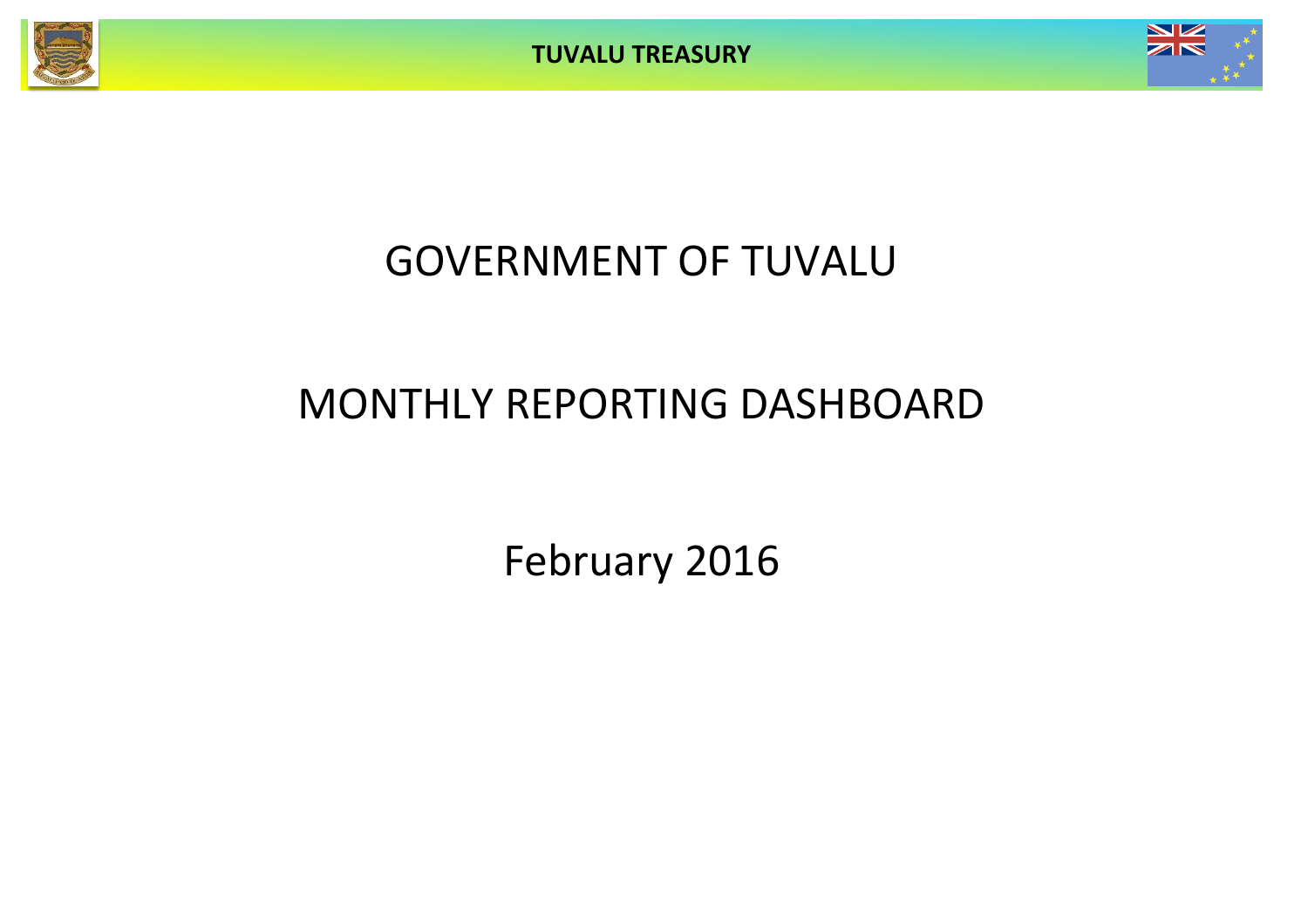# GOVERNMENT OF TUVALU

# MONTHLY REPORTING DASHBOARD

## February 2016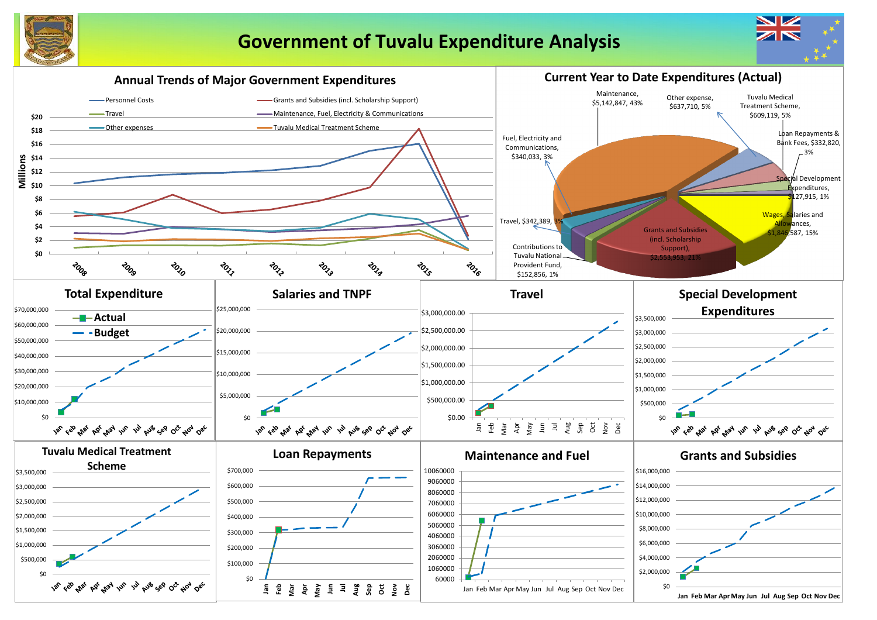# Government of Tuvalu Expenditure Analysis

## Annual Trends of Major Government Expenditures

- Personnel Costs
- Grants and Subsidies (incl. Scholarship Support)
- Travel
- Maintenance, Fuel, Electricity & Communications
- Other expenses
- Tuvalu Medical Treatment Scheme

Millions: $0, $2, $4, $6, $8, $10, $12, $14, $16, $18, $20

2008, 2009, 2010, 2011, 2012, 2013, 2014, 2015, 2016

## Current Year to Date Expenditures (Actual)

- Maintenance, $5,142,847, 43%
- Other expense, $637,710, 5%
- Tuvalu Medical Treatment Scheme, $609,119, 5%
- Loan Repayments & Bank Fees, $332,820, 3%
- Special Development Expenditures, $127,915, 1%
- Wages, Salaries and Allowances, $1,846,587, 15%
- Grants and Subsidies (incl. Scholarship Support), $2,553,953, 21%
- Contributions to Tuvalu National Provident Fund, $152,856, 1%
- Travel, $342,389, 3%
- Fuel, Electricity and Communications, $340,033, 3%

## Total Expenditure

Actual / Budget

## Salaries and TNPF

## Travel

## Special Development Expenditures

## Tuvalu Medical Treatment Scheme

## Loan Repayments

## Maintenance and Fuel

## Grants and Subsidies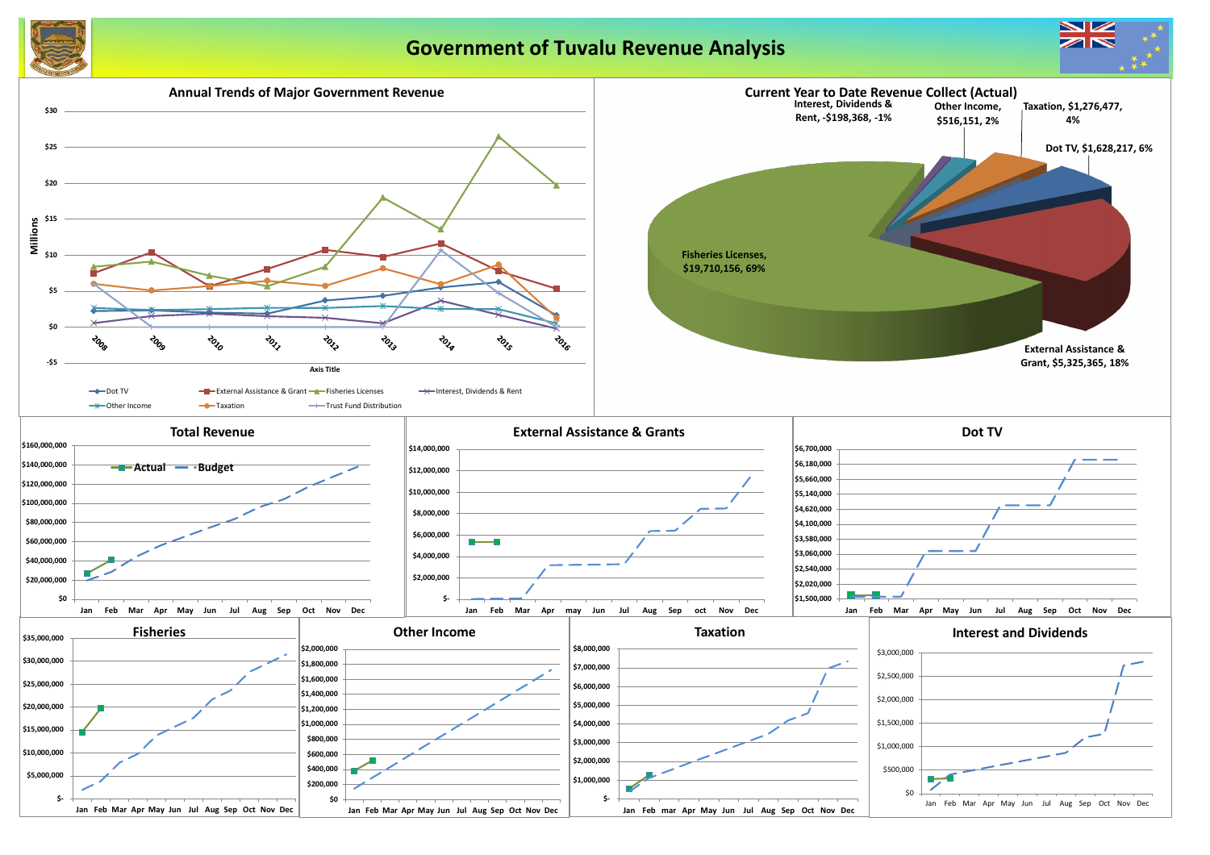# Government of Tuvalu Revenue Analysis

## Annual Trends of Major Government Revenue

Millions

$30, $25, $20, $15, $10, $5, $0, -$5

2008, 2009, 2010, 2011, 2012, 2013, 2014, 2015, 2016

Axis Title

Dot TV · External Assistance & Grant · Fisheries Licenses · Interest, Dividends & Rent · Other Income · Taxation · Trust Fund Distribution

## Current Year to Date Revenue Collect (Actual)

- Interest, Dividends & Rent, -$198,368, -1%
- Other Income, $516,151, 2%
- Taxation, $1,276,477, 4%
- Dot TV, $1,628,217, 6%
- Fisheries Licenses, $19,710,156, 69%
- External Assistance & Grant, $5,325,365, 18%

## Total Revenue

Actual · Budget

$160,000,000, $140,000,000, $120,000,000, $100,000,000, $80,000,000, $60,000,000, $40,000,000, $20,000,000, $0

Jan, Feb, Mar, Apr, May, Jun, Jul, Aug, Sep, Oct, Nov, Dec

## External Assistance & Grants

$14,000,000, $12,000,000, $10,000,000, $8,000,000, $6,000,000, $4,000,000, $2,000,000, $-

Jan, Feb, Mar, Apr, may, Jun, Jul, Aug, Sep, oct, Nov, Dec

## Dot TV

$6,700,000, $6,180,000, $5,660,000, $5,140,000, $4,620,000, $4,100,000, $3,580,000, $3,060,000, $2,540,000, $2,020,000, $1,500,000

Jan, Feb, Mar, Apr, May, Jun, Jul, Aug, Sep, Oct, Nov, Dec

## Fisheries

$35,000,000, $30,000,000, $25,000,000, $20,000,000, $15,000,000, $10,000,000, $5,000,000, $-

Jan, Feb, Mar, Apr, May, Jun, Jul, Aug, Sep, Oct, Nov, Dec

## Other Income

$2,000,000, $1,800,000, $1,600,000, $1,400,000, $1,200,000, $1,000,000, $800,000, $600,000, $400,000, $200,000, $0

Jan, Feb, Mar, Apr, May, Jun, Jul, Aug, Sep, Oct, Nov, Dec

## Taxation

$8,000,000, $7,000,000, $6,000,000, $5,000,000, $4,000,000, $3,000,000, $2,000,000, $1,000,000, $-

Jan, Feb, mar, Apr, May, Jun, Jul, Aug, Sep, Oct, Nov, Dec

## Interest and Dividends

$3,000,000, $2,500,000, $2,000,000, $1,500,000, $1,000,000, $500,000, $0

Jan, Feb, Mar, Apr, May, Jun, Jul, Aug, Sep, Oct, Nov, Dec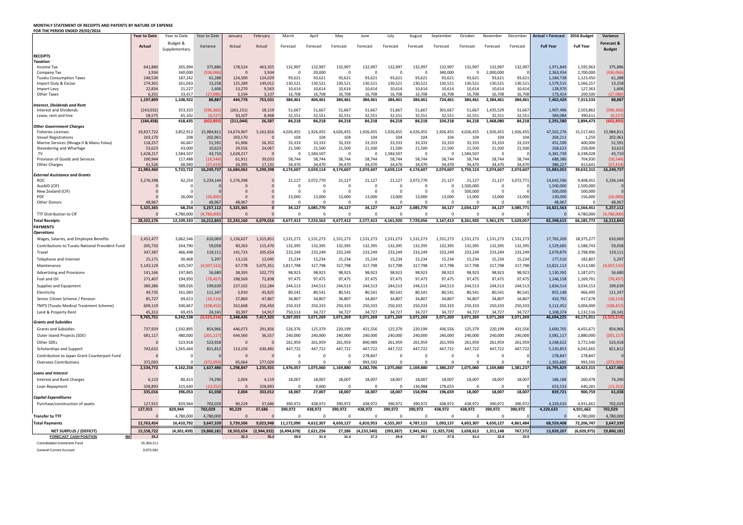**MONTHLY STATEMENT OF RECEIPTS AND PAYENTS BY NATURE OF EXPENSE**
**FOR THE PERIOD ENDED 29/02/2016**

| | Year to Date | Year to Date | Year to Date | January | February | March | April | May | June | July | August | September | October | November | December | Actual + Forecast | 2016 Budget | Variance |
|---|---|---|---|---|---|---|---|---|---|---|---|---|---|---|---|---|---|---|
| | Actual | Budget & Supplementary | Variance | Actual | Actual | Forecast | Forecast | Forecast | Forecast | Forecast | Forecast | Forecast | Forecast | Forecast | Forecast | Full Year | Full Year | Forecast & Budget |
| **RECEIPTS** | | | | | | | | | | | | | | | | | | |
| ***Taxation*** | | | | | | | | | | | | | | | | | | |
| Income Tax | 641,880 | 265,994 | 375,886 | 178,524 | 463,355 | 132,997 | 132,997 | 132,997 | 132,997 | 132,997 | 132,997 | 132,997 | 132,997 | 132,997 | 132,997 | 1,971,849 | 1,595,963 | 375,886 |
| Company Tax | 3,934 | 340,000 | (336,066) | 0 | 3,934 | 0 | 20,000 | 0 | 0 | 0 | 0 | 340,000 | 0 | 2,000,000 | 0 | 2,363,934 | 2,700,000 | (336,066) |
| Tuvalu Consumption Taxes | 248,530 | 187,242 | 61,288 | 124,500 | 124,029 | 93,621 | 93,621 | 93,621 | 93,621 | 93,621 | 93,621 | 93,621 | 93,621 | 93,621 | 93,621 | 1,184,738 | 1,123,450 | 61,288 |
| Import Duty & Excise | 274,301 | 261,043 | 13,258 | 125,289 | 149,012 | 130,521 | 130,521 | 130,521 | 130,521 | 130,521 | 130,521 | 130,521 | 130,521 | 130,521 | 130,521 | 1,579,515 | 1,566,257 | 13,258 |
| Import Levy | 22,834 | 21,227 | 1,606 | 13,270 | 9,563 | 10,614 | 10,614 | 10,614 | 10,614 | 10,614 | 10,614 | 10,614 | 10,614 | 10,614 | 10,614 | 128,970 | 127,363 | 1,606 |
| Other Taxes | 6,331 | 33,417 | (27,086) | 3,194 | 3,137 | 16,708 | 16,708 | 16,708 | 16,708 | 16,708 | 16,708 | 16,708 | 16,708 | 16,708 | 16,708 | 173,414 | 200,500 | (27,086) |
| | 1,197,809 | 1,108,922 | 88,887 | 444,778 | 753,031 | 384,461 | 404,461 | 384,461 | 384,461 | 384,461 | 384,461 | 724,461 | 384,461 | 2,384,461 | 384,461 | 7,402,420 | 7,313,533 | 88,887 |
| ***Interest, Dividends and Rent*** | | | | | | | | | | | | | | | | | | |
| Interest and Dividends | (243,032) | 353,333 | (596,366) | (261,151) | 18,119 | 51,667 | 51,667 | 51,667 | 51,667 | 51,667 | 51,667 | 301,667 | 51,667 | 1,435,529 | 51,667 | 1,907,496 | 2,503,862 | (596,366) |
| Lease, rent and hire | 58,575 | 65,102 | (6,527) | 50,107 | 8,468 | 32,551 | 32,551 | 32,551 | 32,551 | 32,551 | 32,551 | 32,551 | 32,551 | 32,551 | 32,551 | 384,084 | 390,611 | (6,527) |
| | (184,458) | 418,435 | (602,893) | (211,044) | 26,587 | 84,218 | 84,218 | 84,218 | 84,218 | 84,218 | 84,218 | 334,218 | 84,218 | 1,468,080 | 84,218 | 2,291,580 | 2,894,473 | (602,893) |
| ***Other Government Charges*** | | | | | | | | | | | | | | | | | | |
| Fisheries Licenses | 19,837,722 | 3,852,912 | 15,984,811 | 14,674,907 | 5,162,816 | 4,026,455 | 1,926,455 | 4,026,455 | 1,926,455 | 1,926,455 | 4,026,455 | 1,926,455 | 4,026,455 | 1,926,455 | 1,926,455 | 47,502,276 | 31,517,465 | 15,984,811 |
| Vessel Registrations | 203,170 | 208 | 202,961 | 203,170 | 0 | 104 | 104 | 104 | 104 | 104 | 104 | 104 | 104 | 104 | 104 | 204,211 | 1,250 | 202,961 |
| Marine Services (Nivaga II & Manu Folau) | 118,257 | 66,667 | 51,591 | 61,906 | 56,352 | 33,333 | 33,333 | 33,333 | 33,333 | 33,333 | 33,333 | 33,333 | 33,333 | 33,333 | 33,333 | 451,590 | 400,000 | 51,591 |
| Stevedoring and Wharfage | 53,623 | 43,000 | 10,623 | 29,556 | 24,067 | 21,500 | 21,500 | 21,500 | 21,500 | 21,500 | 21,500 | 21,500 | 21,500 | 21,500 | 21,500 | 268,623 | 258,000 | 10,623 |
| .TV | 1,628,217 | 1,584,507 | 43,710 | 1,628,217 | 0 | 0 | 1,584,507 | 0 | 0 | 1,584,507 | 0 | 0 | 1,584,507 | 0 | 0 | 6,381,739 | 6,338,028 | 43,710 |
| Provision of Goods and Services | 100,944 | 117,488 | (16,544) | 61,911 | 39,033 | 58,744 | 58,744 | 58,744 | 58,744 | 58,744 | 58,744 | 58,744 | 58,744 | 58,744 | 58,744 | 688,386 | 704,930 | (16,544) |
| Other Charges | 41,526 | 68,940 | (27,414) | 24,395 | 17,131 | 34,470 | 34,470 | 34,470 | 34,470 | 34,470 | 34,470 | 34,470 | 34,470 | 34,470 | 34,470 | 386,227 | 413,641 | (27,414) |
| | 21,983,460 | 5,733,722 | 16,249,737 | 16,684,062 | 5,299,398 | 4,174,607 | 3,659,114 | 4,174,607 | 2,074,607 | 3,659,114 | 4,174,607 | 2,074,607 | 5,759,114 | 2,074,607 | 2,074,607 | 55,883,052 | 39,633,315 | 16,249,737 |
| ***External Assistance and Grants*** | | | | | | | | | | | | | | | | | | |
| ROC | 5,276,398 | 42,254 | 5,234,144 | 5,276,398 | 0 | 21,127 | 3,072,770 | 21,127 | 21,127 | 21,127 | 3,072,770 | 21,127 | 21,127 | 21,127 | 3,072,771 | 14,642,596 | 9,408,451 | 5,234,144 |
| AusAID (CIF) | 0 | 0 | 0 | 0 | 0 | 0 | 0 | 0 | 0 | 0 | 0 | 0 | 1,500,000 | 0 | 0 | 1,500,000 | 1,500,000 | 0 |
| New Zealand (CIF) | 0 | 0 | 0 | 0 | 0 | 0 | 0 | 0 | 0 | 0 | 0 | 0 | 500,000 | 0 | 0 | 500,000 | 500,000 | 0 |
| PDF | 0 | 26,000 | (26,000) | 0 | 0 | 13,000 | 13,000 | 13,000 | 13,000 | 13,000 | 13,000 | 13,000 | 13,000 | 13,000 | 13,000 | 130,000 | 156,000 | (26,000) |
| Other Donors | 48,967 | 0 | 48,967 | 48,967 | 0 | 0 | 0 | 0 | 0 | 0 | 0 | 0 | 0 | 0 | 0 | 48,967 | 0 | 48,967 |
| | 5,325,365 | 68,254 | 5,257,112 | 5,325,365 | 0 | 34,127 | 3,085,770 | 34,127 | 34,127 | 34,127 | 3,085,770 | 34,127 | 2,034,127 | 34,127 | 3,085,771 | 16,821,563 | 11,564,451 | 5,257,112 |
| TTF Distribution to CIF | 0 | 4,780,000 | (4,780,000) | 0 | 0 | 0 | 0 | 0 | 0 | 0 | 0 | 0 | 0 | 0 | 0 | 0 | 4,780,000 | (4,780,000) |
| **Total Receipts** | 28,322,176 | 12,109,333 | 16,212,843 | 22,243,160 | 6,079,016 | 4,677,413 | 7,233,563 | 4,677,413 | 2,577,413 | 4,161,920 | 7,729,056 | 3,167,413 | 8,261,920 | 5,961,275 | 5,629,057 | 82,398,615 | 66,185,772 | 16,212,843 |
| **PAYMENTS** | | | | | | | | | | | | | | | | | | |
| ***Operations*** | | | | | | | | | | | | | | | | | | |
| Wages, Salaries, and Employee Benefits | 2,452,477 | 3,062,546 | 610,069 | 1,136,627 | 1,315,851 | 1,531,273 | 1,531,273 | 1,531,273 | 1,531,273 | 1,531,273 | 1,531,273 | 1,531,273 | 1,531,273 | 1,531,273 | 1,531,273 | 17,765,209 | 18,375,277 | 610,069 |
| Contributions to Tuvalu National Provident Fund | 205,733 | 264,790 | 59,058 | 90,263 | 115,470 | 132,395 | 132,395 | 132,395 | 132,395 | 132,395 | 132,395 | 132,395 | 132,395 | 132,395 | 132,395 | 1,529,685 | 1,588,743 | 59,058 |
| Travel | 347,387 | 466,498 | 119,111 | 141,733 | 205,654 | 233,249 | 233,249 | 233,249 | 233,249 | 233,249 | 233,249 | 233,249 | 233,249 | 233,249 | 233,249 | 2,679,879 | 2,798,990 | 119,111 |
| Telephone and Internet | 25,171 | 30,468 | 5,297 | 13,126 | 12,045 | 15,234 | 15,234 | 15,234 | 15,234 | 15,234 | 15,234 | 15,234 | 15,234 | 15,234 | 15,234 | 177,510 | 182,807 | 5,297 |
| Maintenance | 5,143,129 | 635,597 | (4,507,532) | 67,778 | 5,075,351 | 5,817,798 | 317,798 | 317,798 | 317,798 | 317,798 | 317,798 | 317,798 | 317,798 | 317,798 | 317,798 | 13,821,113 | 9,313,580 | (4,507,532) |
| Advertising and Provisions | 141,166 | 197,845 | 56,680 | 38,393 | 102,773 | 98,923 | 98,923 | 98,923 | 98,923 | 98,923 | 98,923 | 98,923 | 98,923 | 98,923 | 98,923 | 1,130,392 | 1,187,071 | 56,680 |
| Fuel and Oil | 271,407 | 194,950 | (76,457) | 198,569 | 72,838 | 97,475 | 97,475 | 97,475 | 97,475 | 97,475 | 97,475 | 97,475 | 97,475 | 97,475 | 97,475 | 1,246,158 | 1,169,701 | (76,457) |
| Supplies and Equipment | 389,386 | 589,026 | 199,639 | 237,102 | 152,284 | 244,513 | 244,513 | 244,513 | 244,513 | 244,513 | 244,513 | 244,513 | 244,513 | 244,513 | 244,513 | 2,834,514 | 3,034,153 | 199,639 |
| Electricity | 49,735 | 161,083 | 111,347 | 3,910 | 45,825 | 80,541 | 80,541 | 80,541 | 80,541 | 80,541 | 80,541 | 80,541 | 80,541 | 80,541 | 80,541 | 855,148 | 966,495 | 111,347 |
| Senior Citizen Scheme / Pension | 85,727 | 69,613 | (16,114) | 37,860 | 47,867 | 34,807 | 34,807 | 34,807 | 34,807 | 34,807 | 34,807 | 34,807 | 34,807 | 34,807 | 34,807 | 433,792 | 417,678 | (16,114) |
| TMTS (Tuvalu Medical Treatment Scheme) | 609,119 | 500,667 | (108,452) | 352,668 | 256,450 | 250,333 | 250,333 | 250,333 | 250,333 | 250,333 | 250,333 | 250,333 | 250,333 | 250,333 | 250,333 | 3,112,452 | 3,004,000 | (108,452) |
| Land & Property Rent | 45,313 | 69,455 | 24,141 | 30,397 | 14,917 | 750,513 | 34,727 | 34,727 | 34,727 | 34,727 | 34,727 | 34,727 | 34,727 | 34,727 | 34,727 | 1,108,374 | 1,132,516 | 24,141 |
| | 9,765,751 | 6,242,538 | (3,523,214) | 2,348,426 | 7,417,325 | 9,287,055 | 3,071,269 | 3,071,269 | 3,071,269 | 3,071,269 | 3,071,269 | 3,071,269 | 3,071,269 | 3,071,269 | 3,071,269 | 46,694,225 | 43,171,011 | (3,523,214) |
| ***Grants and Subsidies*** | | | | | | | | | | | | | | | | | | |
| Grants and Subsidies | 737,929 | 1,592,895 | 854,966 | 446,073 | 291,856 | 526,376 | 125,379 | 220,199 | 431,556 | 125,379 | 220,199 | 436,556 | 125,379 | 220,199 | 431,556 | 3,600,705 | 4,455,671 | 854,966 |
| Outer Island Projects (SDE) | 681,117 | 480,000 | (201,117) | 644,560 | 36,557 | 240,000 | 240,000 | 240,000 | 240,000 | 240,000 | 240,000 | 240,000 | 240,000 | 240,000 | 240,000 | 3,081,117 | 2,880,000 | (201,117) |
| Other SDEs | 0 | 523,918 | 523,918 | 0 | 0 | 261,959 | 261,959 | 261,959 | 890,989 | 261,959 | 261,959 | 261,959 | 261,959 | 261,959 | 261,959 | 3,248,622 | 3,772,540 | 523,918 |
| Scholarships and Support | 743,632 | 1,565,444 | 821,812 | 113,150 | 630,482 | 447,722 | 447,722 | 447,722 | 447,722 | 447,722 | 447,722 | 447,722 | 447,722 | 447,722 | 447,722 | 5,220,853 | 6,042,665 | 821,812 |
| Contribution to Japan Grant Counterpart Fund | 0 | 0 | 0 | 0 | 0 | 0 | 0 | 0 | 278,847 | 0 | 0 | 0 | 0 | 0 | 0 | 278,847 | 278,847 | 0 |
| Overseas Contributions | 372,093 | 0 | (372,093) | 95,064 | 277,029 | 0 | 0 | 0 | 993,592 | 0 | 0 | 0 | 0 | 0 | 0 | 1,365,685 | 993,592 | (372,093) |
| | 2,534,772 | 4,162,258 | 1,627,486 | 1,298,847 | 1,235,925 | 1,476,057 | 1,075,060 | 1,169,880 | 3,282,706 | 1,075,060 | 1,169,880 | 1,386,237 | 1,075,060 | 1,169,880 | 1,381,237 | 16,795,829 | 18,423,315 | 1,627,486 |
| ***Loans and Interest*** | | | | | | | | | | | | | | | | | | |
| Interest and Bank Charges | 6,123 | 80,413 | 74,290 | 2,004 | 4,119 | 18,007 | 18,007 | 18,007 | 18,007 | 18,007 | 18,007 | 18,007 | 18,007 | 18,007 | 18,007 | 186,188 | 260,478 | 74,290 |
| Loan Repayment | 328,893 | 315,640 | (13,252) | 0 | 328,893 | 0 | 9,000 | 0 | 0 | 0 | 136,988 | 178,653 | 0 | 0 | 0 | 653,533 | 640,281 | (13,252) |
| | 335,016 | 396,053 | 61,038 | 2,004 | 333,012 | 18,007 | 27,007 | 18,007 | 18,007 | 18,007 | 154,994 | 196,659 | 18,007 | 18,007 | 18,007 | 839,721 | 900,759 | 61,038 |
| ***Capital Expenditures*** | | | | | | | | | | | | | | | | | | |
| Purchase/construction of assets | 127,915 | 829,944 | 702,029 | 90,229 | 37,686 | 390,972 | 438,972 | 390,972 | 438,972 | 390,972 | 390,972 | 438,972 | 438,972 | 390,972 | 390,972 | 4,229,633 | 4,931,662 | 702,029 |
| | 127,915 | 829,944 | 702,029 | 90,229 | 37,686 | 390,972 | 438,972 | 390,972 | 438,972 | 390,972 | 390,972 | 438,972 | 438,972 | 390,972 | 390,972 | 4,229,633 | 4,931,662 | 702,029 |
| **Transfer to TTF** | 0 | 4,780,000 | 4,780,000 | 0 | 0 | 0 | 0 | 0 | 0 | 0 | 0 | 0 | 0 | 0 | 0 | 0 | 4,780,000 | 4,780,000 |
| **Total Payments** | 12,763,454 | 16,410,792 | 3,647,339 | 3,739,506 | 9,023,948 | 11,172,090 | 4,612,307 | 4,650,127 | 6,810,953 | 4,555,307 | 4,787,115 | 5,093,137 | 4,603,307 | 4,650,127 | 4,861,484 | 68,559,408 | 72,206,747 | 3,647,339 |
| **NET SURPLUS / (DEFICIT)** | 15,558,722 | (4,301,459) | 19,860,181 | 18,503,654 | (2,944,932) | (6,494,678) | 2,621,256 | 27,286 | (4,233,540) | (393,387) | 2,941,941 | (1,925,724) | 3,658,613 | 1,311,148 | 767,572 | 13,839,207 | (6,020,975) | 19,860,181 |
| **FORECAST CASH POSITION** $M | 35.2 | | | 32.3 | 35.2 | 28.8 | 31.4 | 31.4 | 27.2 | 26.8 | 29.7 | 27.8 | 31.4 | 32.8 | 33.5 | | | |
| Consolidated Investment Fund | 25,369,211 | | | | | | | | | | | | | | | | | |
| General Current Account | 9,875,582 | | | | | | | | | | | | | | | | | |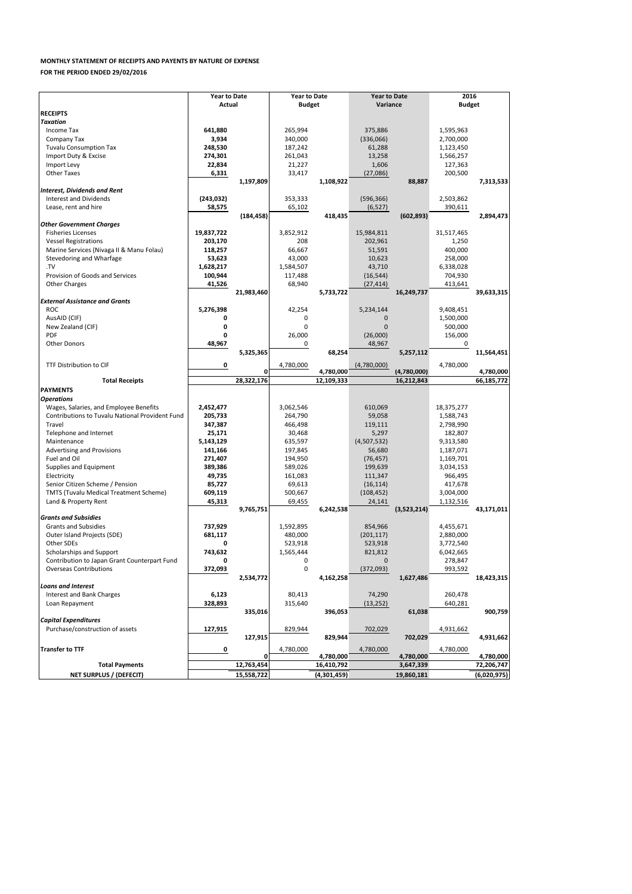**MONTHLY STATEMENT OF RECEIPTS AND PAYENTS BY NATURE OF EXPENSE**

**FOR THE PERIOD ENDED 29/02/2016**

| | Year to Date Actual | | Year to Date Budget | | Year to Date Variance | | 2016 Budget | |
|---|---|---|---|---|---|---|---|---|
| **RECEIPTS** | | | | | | | | |
| ***Taxation*** | | | | | | | | |
| Income Tax | **641,880** | | 265,994 | | 375,886 | | 1,595,963 | |
| Company Tax | **3,934** | | 340,000 | | (336,066) | | 2,700,000 | |
| Tuvalu Consumption Tax | **248,530** | | 187,242 | | 61,288 | | 1,123,450 | |
| Import Duty & Excise | **274,301** | | 261,043 | | 13,258 | | 1,566,257 | |
| Import Levy | **22,834** | | 21,227 | | 1,606 | | 127,363 | |
| Other Taxes | **6,331** | | 33,417 | | (27,086) | | 200,500 | |
| | | **1,197,809** | | **1,108,922** | | **88,887** | | **7,313,533** |
| ***Interest, Dividends and Rent*** | | | | | | | | |
| Interest and Dividends | **(243,032)** | | 353,333 | | (596,366) | | 2,503,862 | |
| Lease, rent and hire | **58,575** | | 65,102 | | (6,527) | | 390,611 | |
| | | **(184,458)** | | **418,435** | | **(602,893)** | | **2,894,473** |
| ***Other Government Charges*** | | | | | | | | |
| Fisheries Licenses | **19,837,722** | | 3,852,912 | | 15,984,811 | | 31,517,465 | |
| Vessel Registrations | **203,170** | | 208 | | 202,961 | | 1,250 | |
| Marine Services (Nivaga II & Manu Folau) | **118,257** | | 66,667 | | 51,591 | | 400,000 | |
| Stevedoring and Wharfage | **53,623** | | 43,000 | | 10,623 | | 258,000 | |
| .TV | **1,628,217** | | 1,584,507 | | 43,710 | | 6,338,028 | |
| Provision of Goods and Services | **100,944** | | 117,488 | | (16,544) | | 704,930 | |
| Other Charges | **41,526** | | 68,940 | | (27,414) | | 413,641 | |
| | | **21,983,460** | | **5,733,722** | | **16,249,737** | | **39,633,315** |
| ***External Assistance and Grants*** | | | | | | | | |
| ROC | **5,276,398** | | 42,254 | | 5,234,144 | | 9,408,451 | |
| AusAID (CIF) | **0** | | 0 | | 0 | | 1,500,000 | |
| New Zealand (CIF) | **0** | | 0 | | 0 | | 500,000 | |
| PDF | **0** | | 26,000 | | (26,000) | | 156,000 | |
| Other Donors | **48,967** | | 0 | | 48,967 | | 0 | |
| | | **5,325,365** | | **68,254** | | **5,257,112** | | **11,564,451** |
| TTF Distribution to CIF | **0** | | 4,780,000 | | (4,780,000) | | 4,780,000 | |
| | | **0** | | **4,780,000** | | **(4,780,000)** | | **4,780,000** |
| **Total Receipts** | | **28,322,176** | | **12,109,333** | | **16,212,843** | | **66,185,772** |
| **PAYMENTS** | | | | | | | | |
| ***Operations*** | | | | | | | | |
| Wages, Salaries, and Employee Benefits | **2,452,477** | | 3,062,546 | | 610,069 | | 18,375,277 | |
| Contributions to Tuvalu National Provident Fund | **205,733** | | 264,790 | | 59,058 | | 1,588,743 | |
| Travel | **347,387** | | 466,498 | | 119,111 | | 2,798,990 | |
| Telephone and Internet | **25,171** | | 30,468 | | 5,297 | | 182,807 | |
| Maintenance | **5,143,129** | | 635,597 | | (4,507,532) | | 9,313,580 | |
| Advertising and Provisions | **141,166** | | 197,845 | | 56,680 | | 1,187,071 | |
| Fuel and Oil | **271,407** | | 194,950 | | (76,457) | | 1,169,701 | |
| Supplies and Equipment | **389,386** | | 589,026 | | 199,639 | | 3,034,153 | |
| Electricity | **49,735** | | 161,083 | | 111,347 | | 966,495 | |
| Senior Citizen Scheme / Pension | **85,727** | | 69,613 | | (16,114) | | 417,678 | |
| TMTS (Tuvalu Medical Treatment Scheme) | **609,119** | | 500,667 | | (108,452) | | 3,004,000 | |
| Land & Property Rent | **45,313** | | 69,455 | | 24,141 | | 1,132,516 | |
| | | **9,765,751** | | **6,242,538** | | **(3,523,214)** | | **43,171,011** |
| ***Grants and Subsidies*** | | | | | | | | |
| Grants and Subsidies | **737,929** | | 1,592,895 | | 854,966 | | 4,455,671 | |
| Outer Island Projects (SDE) | **681,117** | | 480,000 | | (201,117) | | 2,880,000 | |
| Other SDEs | **0** | | 523,918 | | 523,918 | | 3,772,540 | |
| Scholarships and Support | **743,632** | | 1,565,444 | | 821,812 | | 6,042,665 | |
| Contribution to Japan Grant Counterpart Fund | **0** | | 0 | | 0 | | 278,847 | |
| Overseas Contributions | **372,093** | | 0 | | (372,093) | | 993,592 | |
| | | **2,534,772** | | **4,162,258** | | **1,627,486** | | **18,423,315** |
| ***Loans and Interest*** | | | | | | | | |
| Interest and Bank Charges | **6,123** | | 80,413 | | 74,290 | | 260,478 | |
| Loan Repayment | **328,893** | | 315,640 | | (13,252) | | 640,281 | |
| | | **335,016** | | **396,053** | | **61,038** | | **900,759** |
| ***Capital Expenditures*** | | | | | | | | |
| Purchase/construction of assets | **127,915** | | 829,944 | | 702,029 | | 4,931,662 | |
| | | **127,915** | | **829,944** | | **702,029** | | **4,931,662** |
| **Transfer to TTF** | **0** | | 4,780,000 | | 4,780,000 | | 4,780,000 | |
| | | **0** | | **4,780,000** | | **4,780,000** | | **4,780,000** |
| **Total Payments** | | **12,763,454** | | **16,410,792** | | **3,647,339** | | **72,206,747** |
| **NET SURPLUS / (DEFECIT)** | | **15,558,722** | | **(4,301,459)** | | **19,860,181** | | **(6,020,975)** |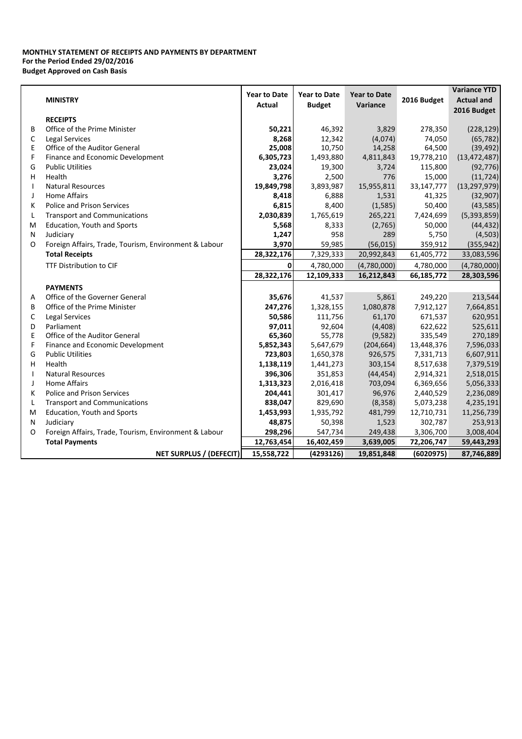**MONTHLY STATEMENT OF RECEIPTS AND PAYMENTS BY DEPARTMENT**
**For the Period Ended 29/02/2016**
**Budget Approved on Cash Basis**

| | MINISTRY | Year to Date Actual | Year to Date Budget | Year to Date Variance | 2016 Budget | Variance YTD Actual and 2016 Budget |
|---|---|---|---|---|---|---|
| | **RECEIPTS** | | | | | |
| B | Office of the Prime Minister | **50,221** | 46,392 | 3,829 | 278,350 | (228,129) |
| C | Legal Services | **8,268** | 12,342 | (4,074) | 74,050 | (65,782) |
| E | Office of the Auditor General | **25,008** | 10,750 | 14,258 | 64,500 | (39,492) |
| F | Finance and Economic Development | **6,305,723** | 1,493,880 | 4,811,843 | 19,778,210 | (13,472,487) |
| G | Public Utilities | **23,024** | 19,300 | 3,724 | 115,800 | (92,776) |
| H | Health | **3,276** | 2,500 | 776 | 15,000 | (11,724) |
| I | Natural Resources | **19,849,798** | 3,893,987 | 15,955,811 | 33,147,777 | (13,297,979) |
| J | Home Affairs | **8,418** | 6,888 | 1,531 | 41,325 | (32,907) |
| K | Police and Prison Services | **6,815** | 8,400 | (1,585) | 50,400 | (43,585) |
| L | Transport and Communications | **2,030,839** | 1,765,619 | 265,221 | 7,424,699 | (5,393,859) |
| M | Education, Youth and Sports | **5,568** | 8,333 | (2,765) | 50,000 | (44,432) |
| N | Judiciary | **1,247** | 958 | 289 | 5,750 | (4,503) |
| O | Foreign Affairs, Trade, Tourism, Environment & Labour | **3,970** | 59,985 | (56,015) | 359,912 | (355,942) |
| | **Total Receipts** | **28,322,176** | 7,329,333 | 20,992,843 | 61,405,772 | 33,083,596 |
| | TTF Distribution to CIF | **0** | 4,780,000 | (4,780,000) | 4,780,000 | (4,780,000) |
| | | **28,322,176** | **12,109,333** | **16,212,843** | **66,185,772** | **28,303,596** |
| | **PAYMENTS** | | | | | |
| A | Office of the Governer General | **35,676** | 41,537 | 5,861 | 249,220 | 213,544 |
| B | Office of the Prime Minister | **247,276** | 1,328,155 | 1,080,878 | 7,912,127 | 7,664,851 |
| C | Legal Services | **50,586** | 111,756 | 61,170 | 671,537 | 620,951 |
| D | Parliament | **97,011** | 92,604 | (4,408) | 622,622 | 525,611 |
| E | Office of the Auditor General | **65,360** | 55,778 | (9,582) | 335,549 | 270,189 |
| F | Finance and Economic Development | **5,852,343** | 5,647,679 | (204,664) | 13,448,376 | 7,596,033 |
| G | Public Utilities | **723,803** | 1,650,378 | 926,575 | 7,331,713 | 6,607,911 |
| H | Health | **1,138,119** | 1,441,273 | 303,154 | 8,517,638 | 7,379,519 |
| I | Natural Resources | **396,306** | 351,853 | (44,454) | 2,914,321 | 2,518,015 |
| J | Home Affairs | **1,313,323** | 2,016,418 | 703,094 | 6,369,656 | 5,056,333 |
| K | Police and Prison Services | **204,441** | 301,417 | 96,976 | 2,440,529 | 2,236,089 |
| L | Transport and Communications | **838,047** | 829,690 | (8,358) | 5,073,238 | 4,235,191 |
| M | Education, Youth and Sports | **1,453,993** | 1,935,792 | 481,799 | 12,710,731 | 11,256,739 |
| N | Judiciary | **48,875** | 50,398 | 1,523 | 302,787 | 253,913 |
| O | Foreign Affairs, Trade, Tourism, Environment & Labour | **298,296** | 547,734 | 249,438 | 3,306,700 | 3,008,404 |
| | **Total Payments** | **12,763,454** | **16,402,459** | **3,639,005** | **72,206,747** | **59,443,293** |
| | **NET SURPLUS / (DEFECIT)** | **15,558,722** | **(4293126)** | **19,851,848** | **(6020975)** | **87,746,889** |